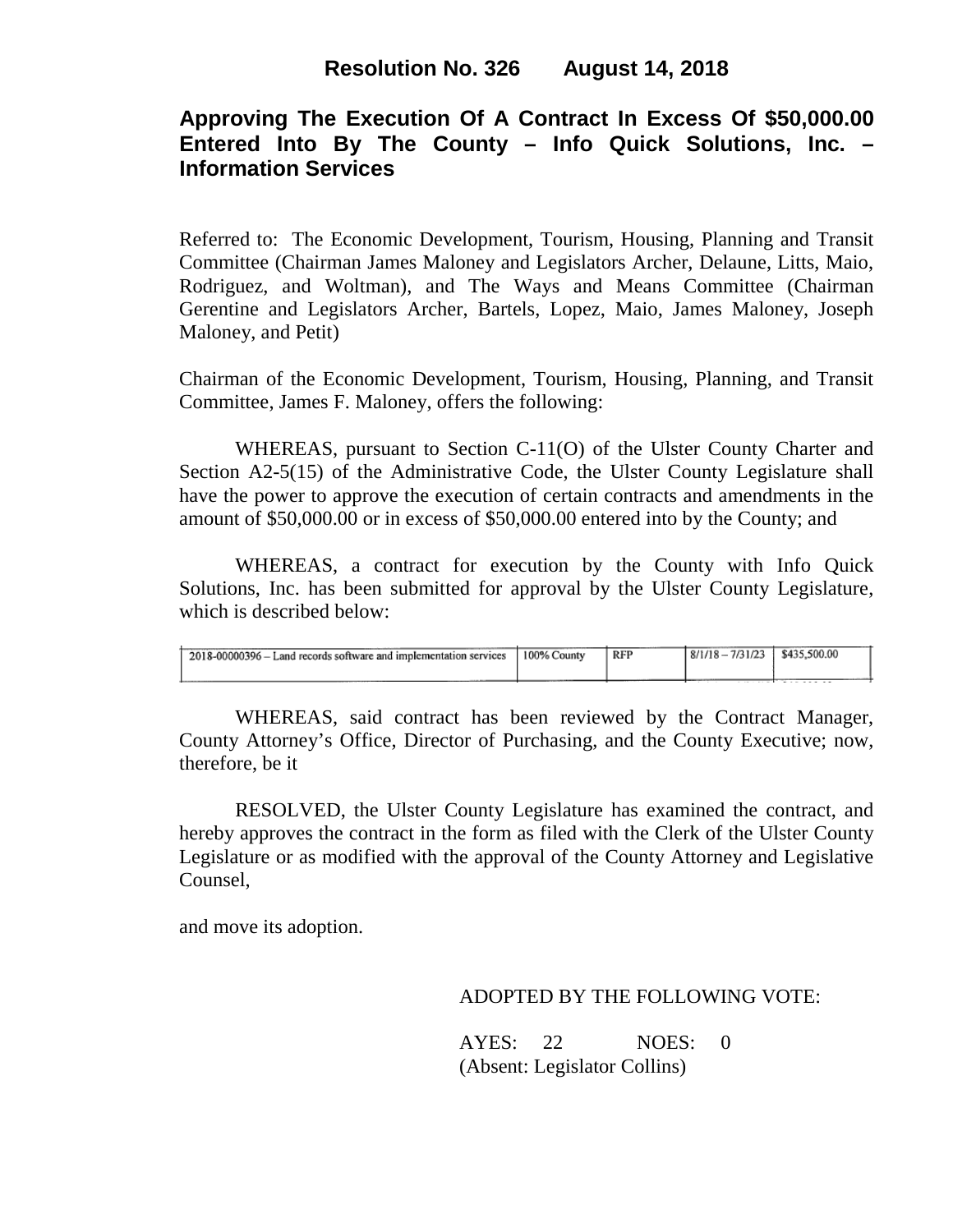# Resolution No. 326 August 14, 2018

## Approving The Execution Of A Contract In Excess Of $50,000.00 Entered Into By The County – Info Quick Solutions, Inc. – Information Services

Referred to: The Economic Development, Tourism, Housing, Planning and Transit Committee (Chairman James Maloney and Legislators Archer, Delaune, Litts, Maio, Rodriguez, and Woltman), and The Ways and Means Committee (Chairman Gerentine and Legislators Archer, Bartels, Lopez, Maio, James Maloney, Joseph Maloney, and Petit)

Chairman of the Economic Development, Tourism, Housing, Planning, and Transit Committee, James F. Maloney, offers the following:

WHEREAS, pursuant to Section C-11(O) of the Ulster County Charter and Section A2-5(15) of the Administrative Code, the Ulster County Legislature shall have the power to approve the execution of certain contracts and amendments in the amount of $50,000.00 or in excess of $50,000.00 entered into by the County; and

WHEREAS, a contract for execution by the County with Info Quick Solutions, Inc. has been submitted for approval by the Ulster County Legislature, which is described below:

| | | | | |
|---|---|---|---|---|
| 2018-00000396 – Land records software and implementation services | 100% County | RFP | 8/1/18 – 7/31/23 | $435,500.00 |

WHEREAS, said contract has been reviewed by the Contract Manager, County Attorney's Office, Director of Purchasing, and the County Executive; now, therefore, be it

RESOLVED, the Ulster County Legislature has examined the contract, and hereby approves the contract in the form as filed with the Clerk of the Ulster County Legislature or as modified with the approval of the County Attorney and Legislative Counsel,

and move its adoption.

ADOPTED BY THE FOLLOWING VOTE:

AYES: 22 NOES: 0
(Absent: Legislator Collins)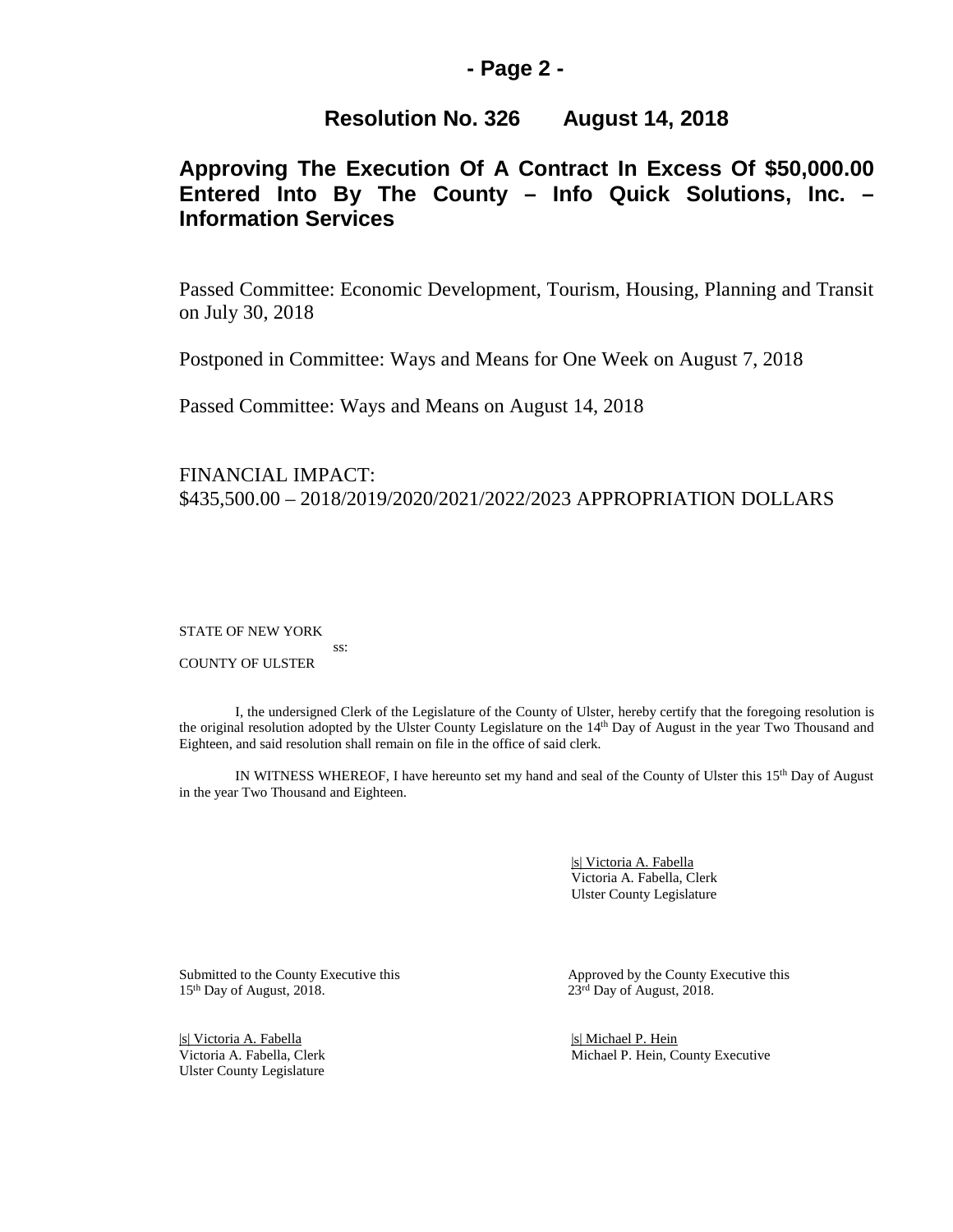## Resolution No. 326 August 14, 2018

## Approving The Execution Of A Contract In Excess Of $50,000.00 Entered Into By The County – Info Quick Solutions, Inc. – Information Services

Passed Committee: Economic Development, Tourism, Housing, Planning and Transit on July 30, 2018

Postponed in Committee: Ways and Means for One Week on August 7, 2018

Passed Committee: Ways and Means on August 14, 2018

FINANCIAL IMPACT:
$435,500.00 – 2018/2019/2020/2021/2022/2023 APPROPRIATION DOLLARS

STATE OF NEW YORK
ss:
COUNTY OF ULSTER

I, the undersigned Clerk of the Legislature of the County of Ulster, hereby certify that the foregoing resolution is the original resolution adopted by the Ulster County Legislature on the 14th Day of August in the year Two Thousand and Eighteen, and said resolution shall remain on file in the office of said clerk.

IN WITNESS WHEREOF, I have hereunto set my hand and seal of the County of Ulster this 15th Day of August in the year Two Thousand and Eighteen.

|s| Victoria A. Fabella
Victoria A. Fabella, Clerk
Ulster County Legislature

Submitted to the County Executive this
15th Day of August, 2018.

|s| Victoria A. Fabella
Victoria A. Fabella, Clerk
Ulster County Legislature

Approved by the County Executive this
23rd Day of August, 2018.

|s| Michael P. Hein
Michael P. Hein, County Executive